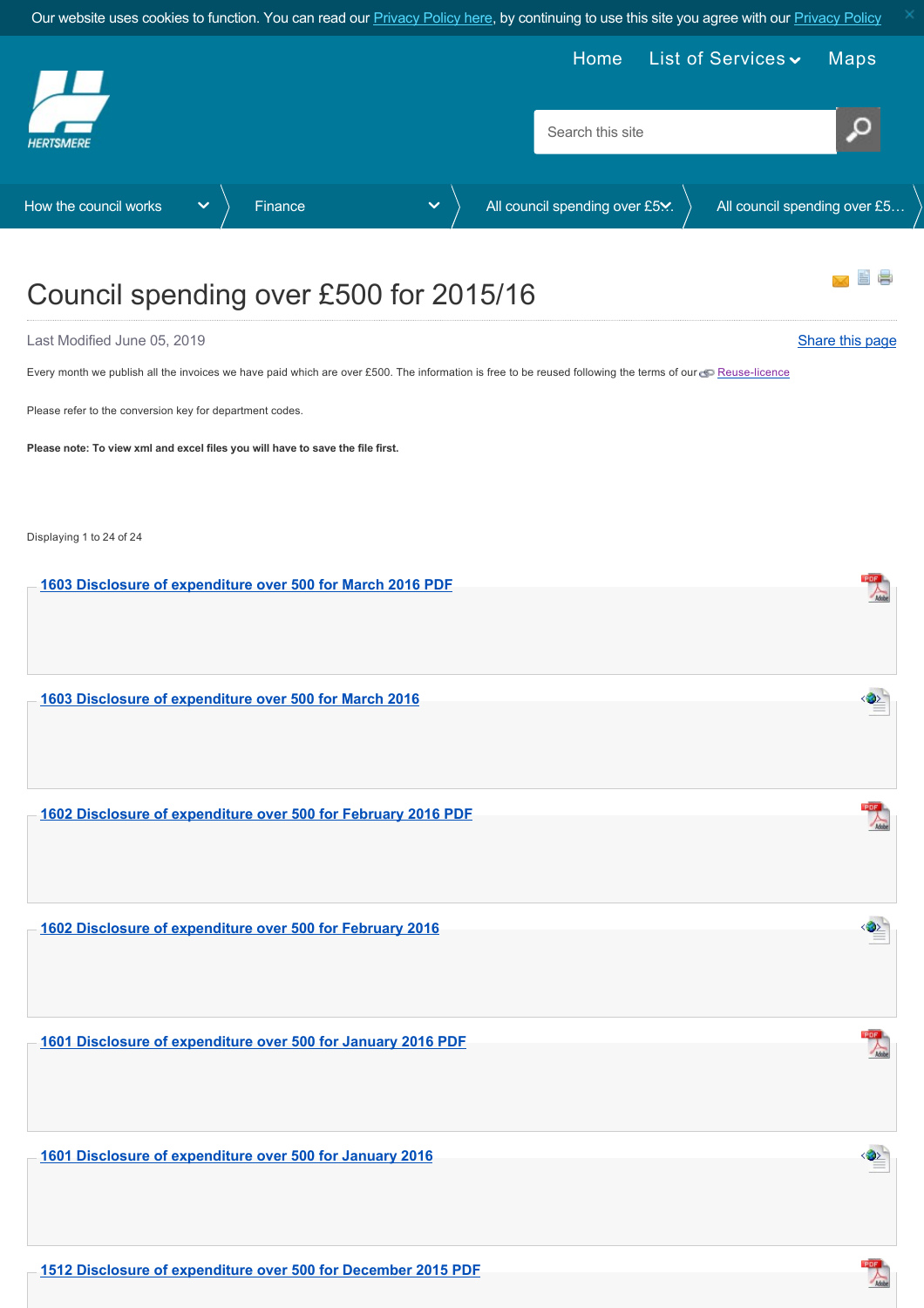Our website uses cookies to function. You can read our Privacy Policy here, by continuing to use this site you agree with our Privacy Policy

Home List of Services Maps

HERTSMERE

Search this site

How the council works | Finance | All council spending over £500 | All council spending over £5...

# Council spending over £500 for 2015/16

Last Modified June 05, 2019

Share this page

Every month we publish all the invoices we have paid which are over £500. The information is free to be reused following the terms of our Reuse-licence

Please refer to the conversion key for department codes.

**Please note: To view xml and excel files you will have to save the file first.**

Displaying 1 to 24 of 24

1603 Disclosure of expenditure over 500 for March 2016 PDF

1603 Disclosure of expenditure over 500 for March 2016

1602 Disclosure of expenditure over 500 for February 2016 PDF

1602 Disclosure of expenditure over 500 for February 2016

1601 Disclosure of expenditure over 500 for January 2016 PDF

1601 Disclosure of expenditure over 500 for January 2016

1512 Disclosure of expenditure over 500 for December 2015 PDF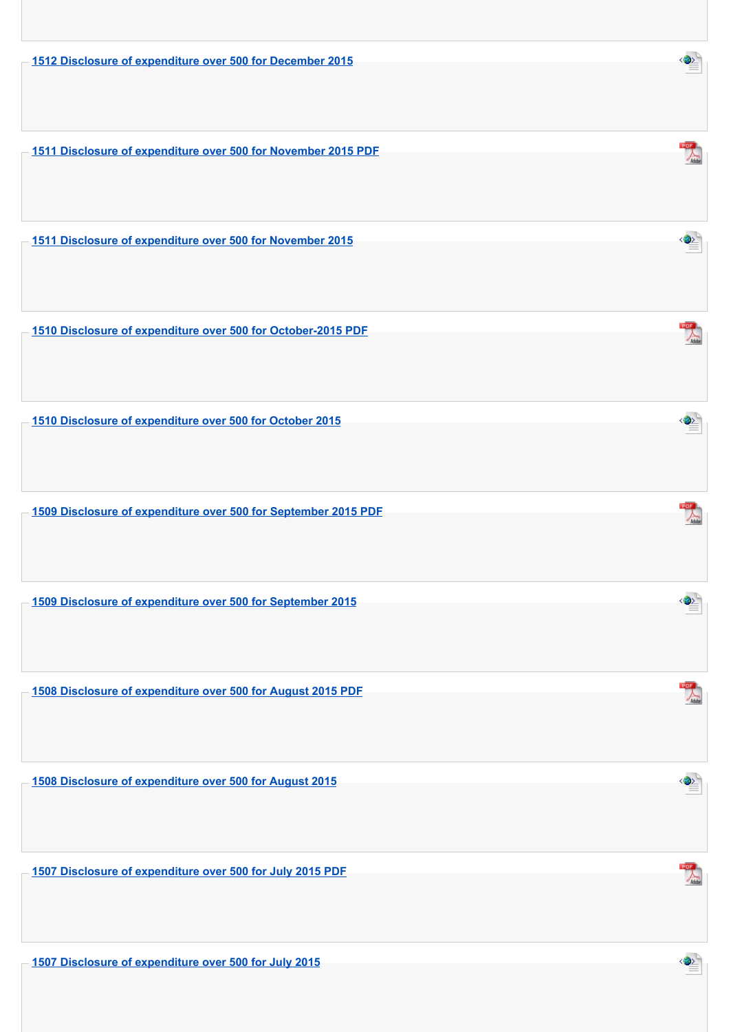1512 Disclosure of expenditure over 500 for December 2015

1511 Disclosure of expenditure over 500 for November 2015 PDF

1511 Disclosure of expenditure over 500 for November 2015

1510 Disclosure of expenditure over 500 for October-2015 PDF

1510 Disclosure of expenditure over 500 for October 2015

1509 Disclosure of expenditure over 500 for September 2015 PDF

1509 Disclosure of expenditure over 500 for September 2015

1508 Disclosure of expenditure over 500 for August 2015 PDF

1508 Disclosure of expenditure over 500 for August 2015

1507 Disclosure of expenditure over 500 for July 2015 PDF

1507 Disclosure of expenditure over 500 for July 2015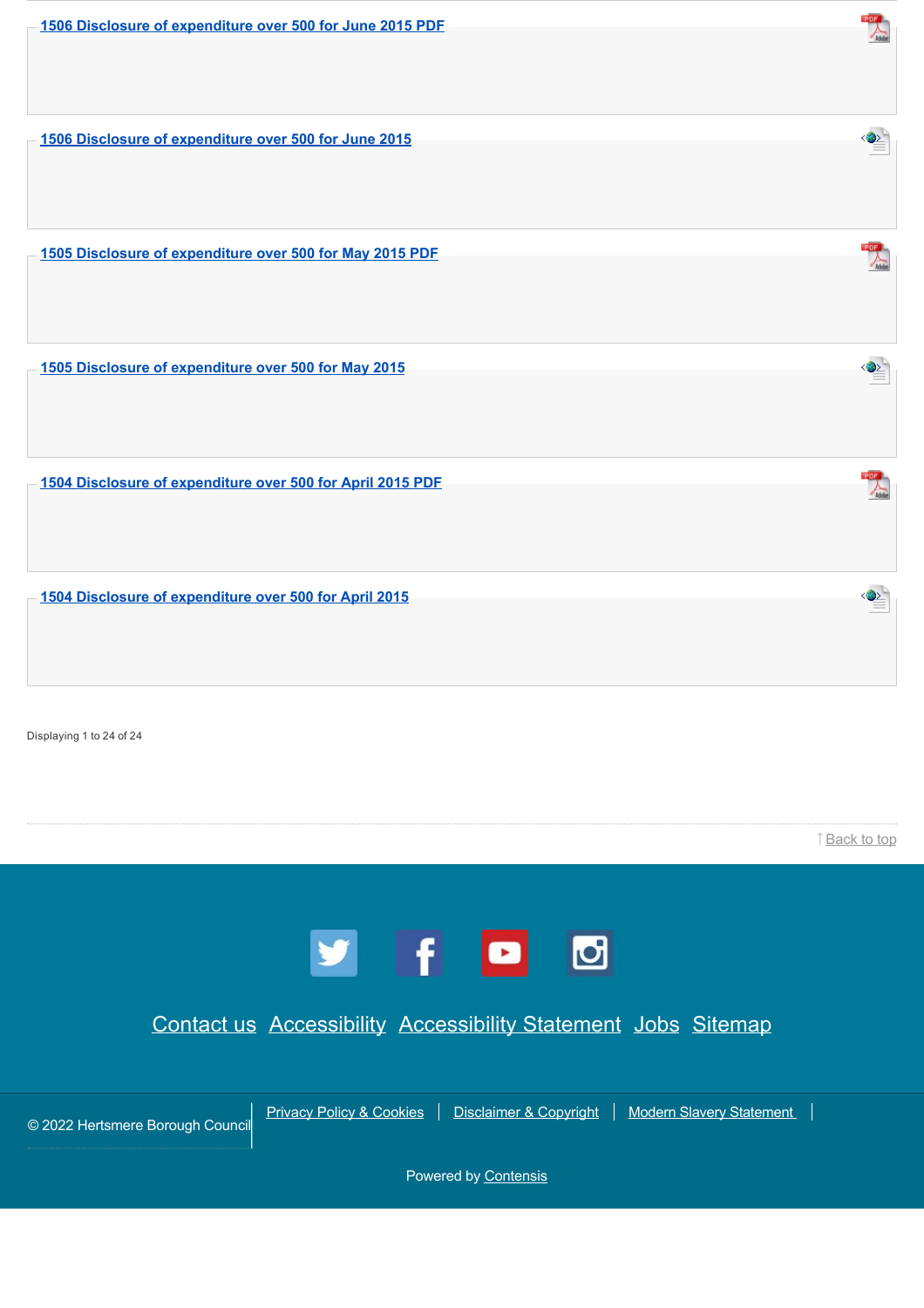[1506 Disclosure of expenditure over 500 for June 2015 PDF]

[1506 Disclosure of expenditure over 500 for June 2015]

[1505 Disclosure of expenditure over 500 for May 2015 PDF]

[1505 Disclosure of expenditure over 500 for May 2015]

[1504 Disclosure of expenditure over 500 for April 2015 PDF]

[1504 Disclosure of expenditure over 500 for April 2015]

Displaying 1 to 24 of 24

↑ Back to top

Contact us | Accessibility | Accessibility Statement | Jobs | Sitemap

© 2022 Hertsmere Borough Council | Privacy Policy & Cookies | Disclaimer & Copyright | Modern Slavery Statement

Powered by Contensis